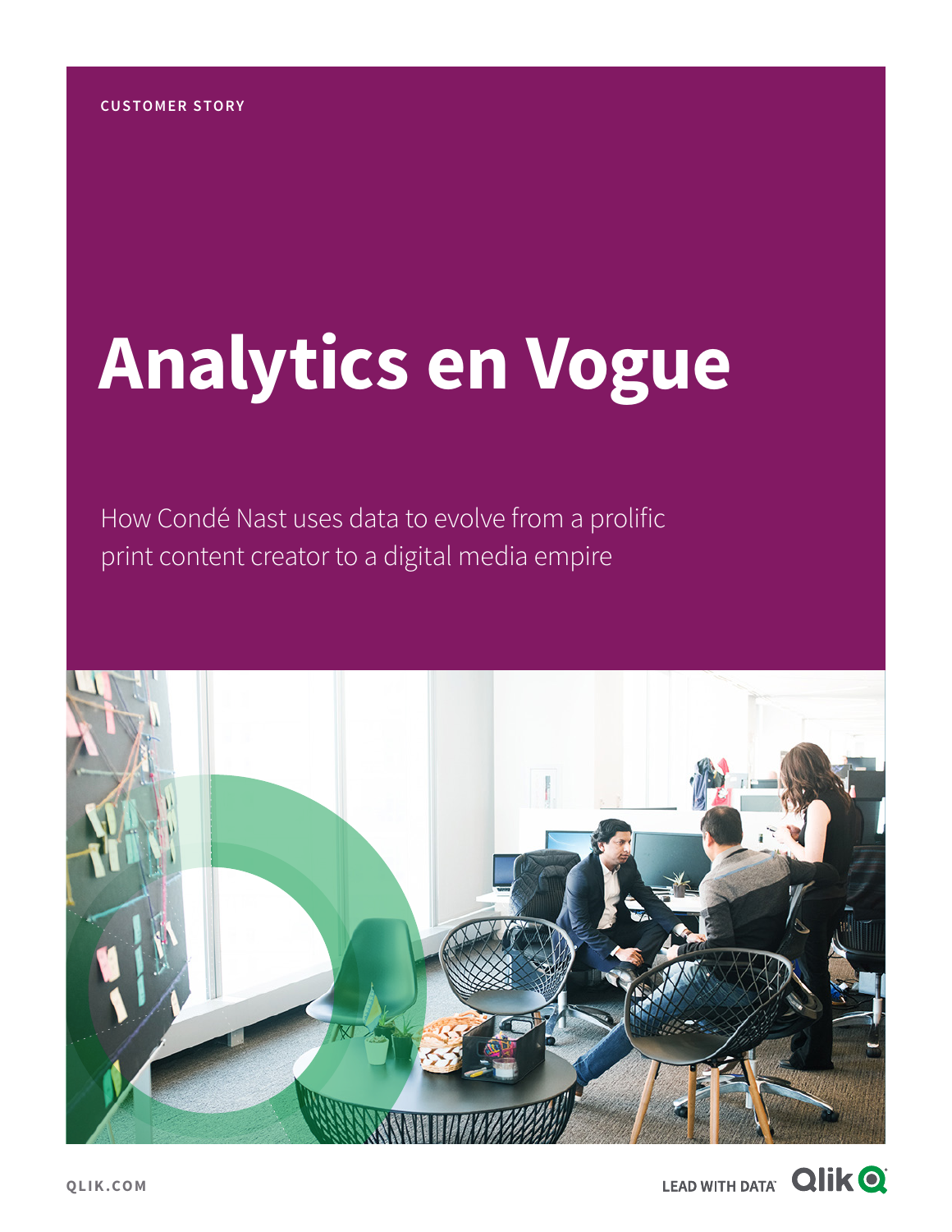CUSTOMER STORY

# Analytics en Vogue

How Condé Nast uses data to evolve from a prolific print content creator to a digital media empire

QLIK.COM

LEAD WITH DATA Qlik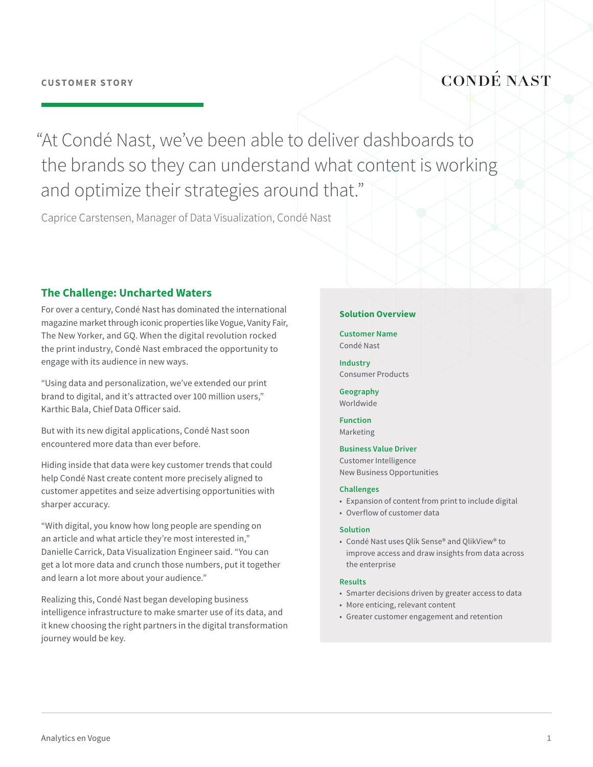CUSTOMER STORY

CONDÉ NAST

> "At Condé Nast, we've been able to deliver dashboards to the brands so they can understand what content is working and optimize their strategies around that."
>
> Caprice Carstensen, Manager of Data Visualization, Condé Nast

## The Challenge: Uncharted Waters

For over a century, Condé Nast has dominated the international magazine market through iconic properties like Vogue, Vanity Fair, The New Yorker, and GQ. When the digital revolution rocked the print industry, Condé Nast embraced the opportunity to engage with its audience in new ways.

"Using data and personalization, we've extended our print brand to digital, and it's attracted over 100 million users," Karthic Bala, Chief Data Officer said.

But with its new digital applications, Condé Nast soon encountered more data than ever before.

Hiding inside that data were key customer trends that could help Condé Nast create content more precisely aligned to customer appetites and seize advertising opportunities with sharper accuracy.

"With digital, you know how long people are spending on an article and what article they're most interested in," Danielle Carrick, Data Visualization Engineer said. "You can get a lot more data and crunch those numbers, put it together and learn a lot more about your audience."

Realizing this, Condé Nast began developing business intelligence infrastructure to make smarter use of its data, and it knew choosing the right partners in the digital transformation journey would be key.

### Solution Overview

**Customer Name**
Condé Nast

**Industry**
Consumer Products

**Geography**
Worldwide

**Function**
Marketing

**Business Value Driver**
Customer Intelligence
New Business Opportunities

**Challenges**
- Expansion of content from print to include digital
- Overflow of customer data

**Solution**
- Condé Nast uses Qlik Sense® and QlikView® to improve access and draw insights from data across the enterprise

**Results**
- Smarter decisions driven by greater access to data
- More enticing, relevant content
- Greater customer engagement and retention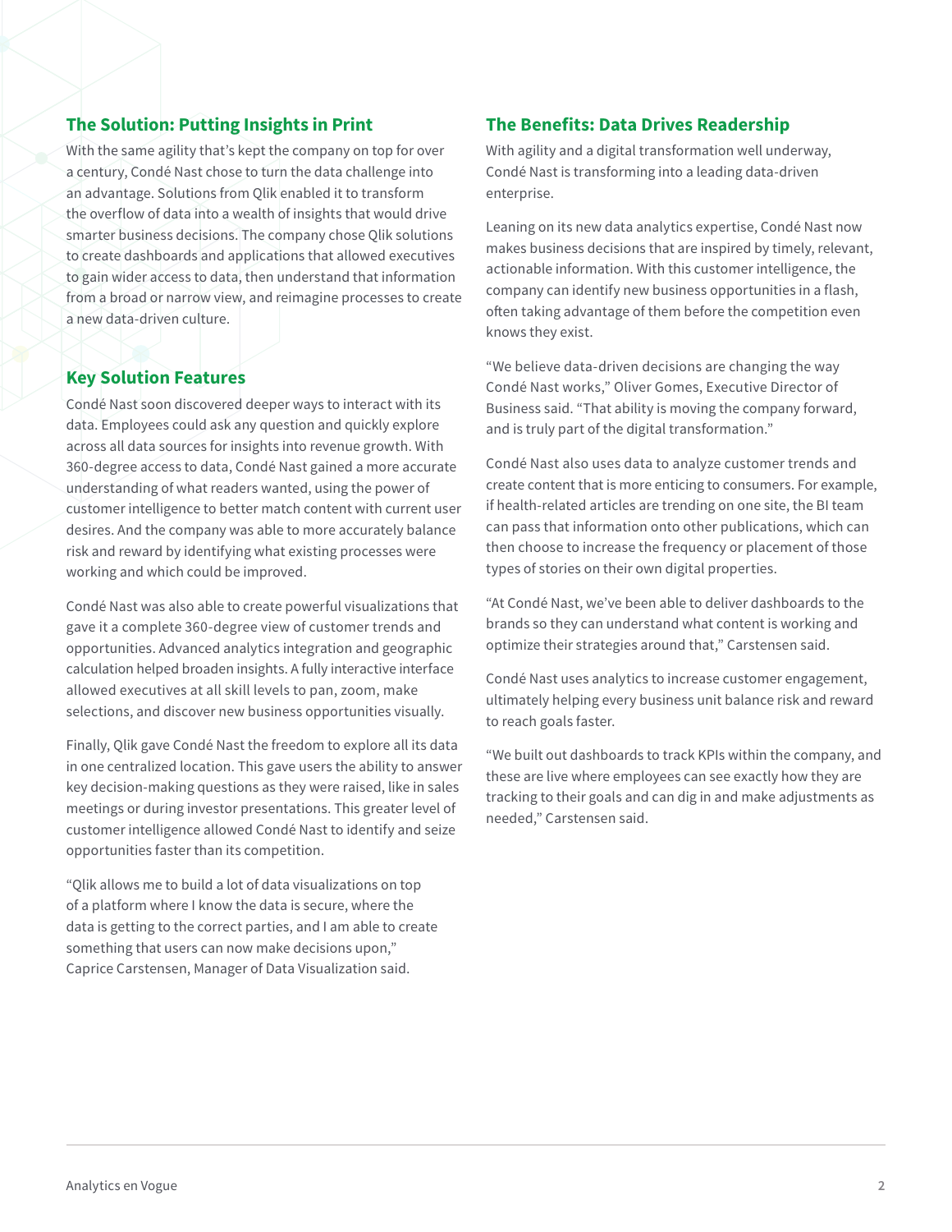## The Solution: Putting Insights in Print

With the same agility that's kept the company on top for over a century, Condé Nast chose to turn the data challenge into an advantage. Solutions from Qlik enabled it to transform the overflow of data into a wealth of insights that would drive smarter business decisions. The company chose Qlik solutions to create dashboards and applications that allowed executives to gain wider access to data, then understand that information from a broad or narrow view, and reimagine processes to create a new data-driven culture.

## Key Solution Features

Condé Nast soon discovered deeper ways to interact with its data. Employees could ask any question and quickly explore across all data sources for insights into revenue growth. With 360-degree access to data, Condé Nast gained a more accurate understanding of what readers wanted, using the power of customer intelligence to better match content with current user desires. And the company was able to more accurately balance risk and reward by identifying what existing processes were working and which could be improved.

Condé Nast was also able to create powerful visualizations that gave it a complete 360-degree view of customer trends and opportunities. Advanced analytics integration and geographic calculation helped broaden insights. A fully interactive interface allowed executives at all skill levels to pan, zoom, make selections, and discover new business opportunities visually.

Finally, Qlik gave Condé Nast the freedom to explore all its data in one centralized location. This gave users the ability to answer key decision-making questions as they were raised, like in sales meetings or during investor presentations. This greater level of customer intelligence allowed Condé Nast to identify and seize opportunities faster than its competition.

"Qlik allows me to build a lot of data visualizations on top of a platform where I know the data is secure, where the data is getting to the correct parties, and I am able to create something that users can now make decisions upon," Caprice Carstensen, Manager of Data Visualization said.

## The Benefits: Data Drives Readership

With agility and a digital transformation well underway, Condé Nast is transforming into a leading data-driven enterprise.

Leaning on its new data analytics expertise, Condé Nast now makes business decisions that are inspired by timely, relevant, actionable information. With this customer intelligence, the company can identify new business opportunities in a flash, often taking advantage of them before the competition even knows they exist.

"We believe data-driven decisions are changing the way Condé Nast works," Oliver Gomes, Executive Director of Business said. "That ability is moving the company forward, and is truly part of the digital transformation."

Condé Nast also uses data to analyze customer trends and create content that is more enticing to consumers. For example, if health-related articles are trending on one site, the BI team can pass that information onto other publications, which can then choose to increase the frequency or placement of those types of stories on their own digital properties.

"At Condé Nast, we've been able to deliver dashboards to the brands so they can understand what content is working and optimize their strategies around that," Carstensen said.

Condé Nast uses analytics to increase customer engagement, ultimately helping every business unit balance risk and reward to reach goals faster.

"We built out dashboards to track KPIs within the company, and these are live where employees can see exactly how they are tracking to their goals and can dig in and make adjustments as needed," Carstensen said.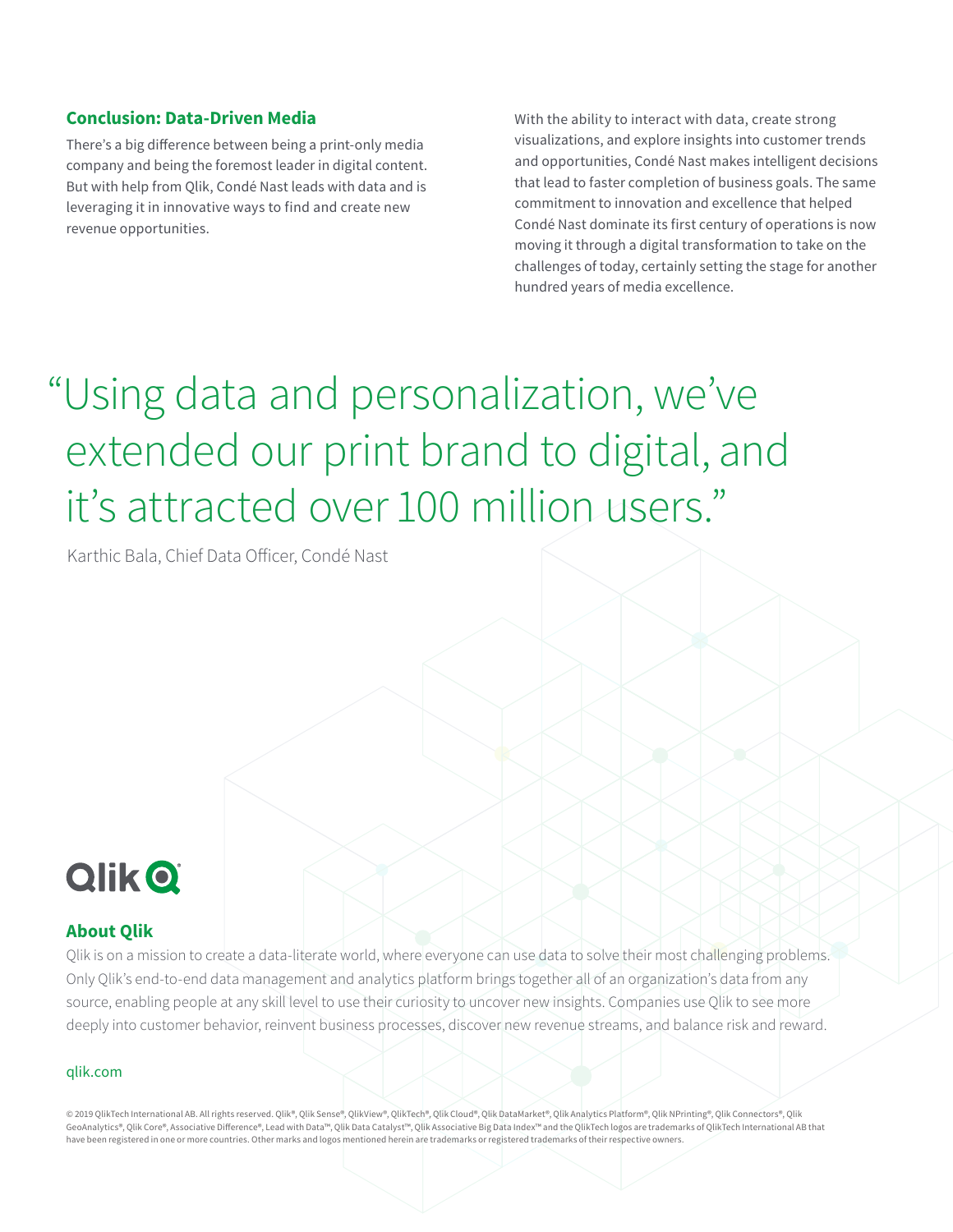## Conclusion: Data-Driven Media

There's a big difference between being a print-only media company and being the foremost leader in digital content. But with help from Qlik, Condé Nast leads with data and is leveraging it in innovative ways to find and create new revenue opportunities.

With the ability to interact with data, create strong visualizations, and explore insights into customer trends and opportunities, Condé Nast makes intelligent decisions that lead to faster completion of business goals. The same commitment to innovation and excellence that helped Condé Nast dominate its first century of operations is now moving it through a digital transformation to take on the challenges of today, certainly setting the stage for another hundred years of media excellence.

> "Using data and personalization, we've extended our print brand to digital, and it's attracted over 100 million users."
>
> Karthic Bala, Chief Data Officer, Condé Nast

## About Qlik

Qlik is on a mission to create a data-literate world, where everyone can use data to solve their most challenging problems. Only Qlik's end-to-end data management and analytics platform brings together all of an organization's data from any source, enabling people at any skill level to use their curiosity to uncover new insights. Companies use Qlik to see more deeply into customer behavior, reinvent business processes, discover new revenue streams, and balance risk and reward.

qlik.com

© 2019 QlikTech International AB. All rights reserved. Qlik®, Qlik Sense®, QlikView®, QlikTech®, Qlik Cloud®, Qlik DataMarket®, Qlik Analytics Platform®, Qlik NPrinting®, Qlik Connectors®, Qlik GeoAnalytics®, Qlik Core®, Associative Difference®, Lead with Data™, Qlik Data Catalyst™, Qlik Associative Big Data Index™ and the QlikTech logos are trademarks of QlikTech International AB that have been registered in one or more countries. Other marks and logos mentioned herein are trademarks or registered trademarks of their respective owners.